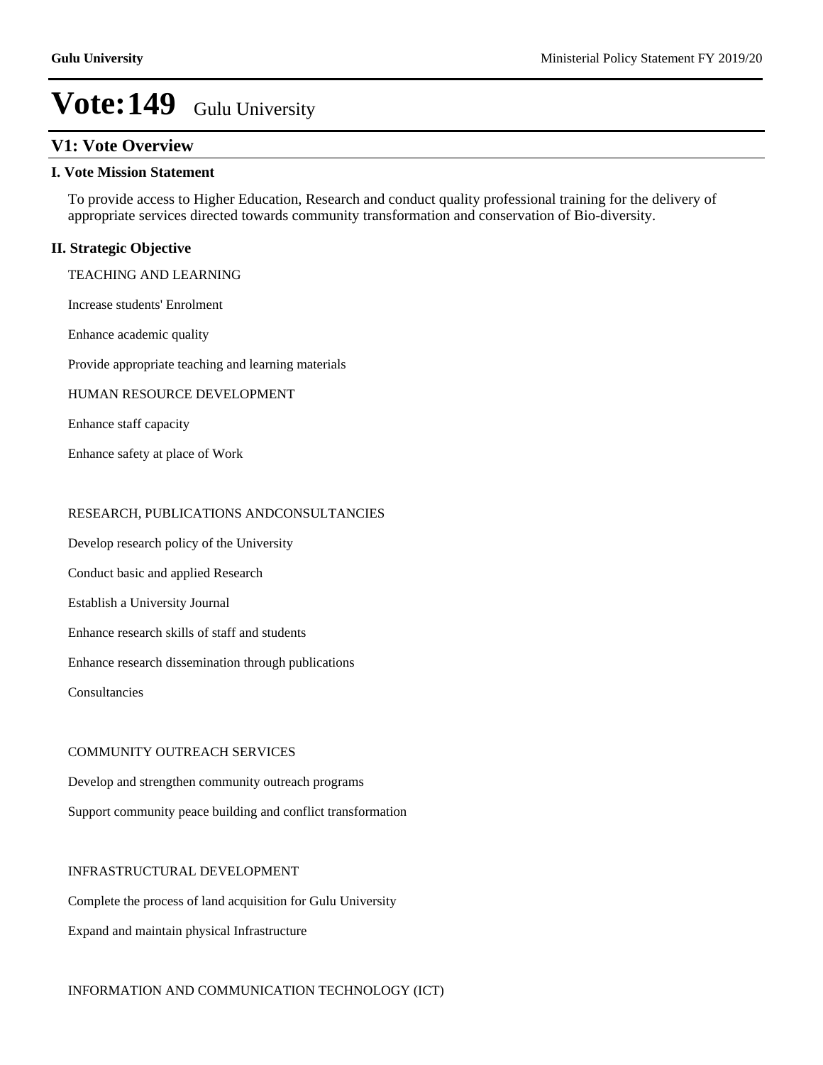# Vote:149 Gulu University

## V1: Vote Overview

### I. Vote Mission Statement

To provide access to Higher Education, Research and conduct quality professional training for the delivery of appropriate services directed towards community transformation and conservation of Bio-diversity.

### II. Strategic Objective

TEACHING AND LEARNING

Increase students' Enrolment

Enhance academic quality

Provide appropriate teaching and learning materials

HUMAN RESOURCE DEVELOPMENT

Enhance staff capacity

Enhance safety at place of Work

RESEARCH, PUBLICATIONS ANDCONSULTANCIES

Develop research policy of the University

Conduct basic and applied Research

Establish a University Journal

Enhance research skills of staff and students

Enhance research dissemination through publications

Consultancies

COMMUNITY OUTREACH SERVICES

Develop and strengthen community outreach programs

Support community peace building and conflict transformation

INFRASTRUCTURAL DEVELOPMENT

Complete the process of land acquisition for Gulu University

Expand and maintain physical Infrastructure

INFORMATION AND COMMUNICATION TECHNOLOGY (ICT)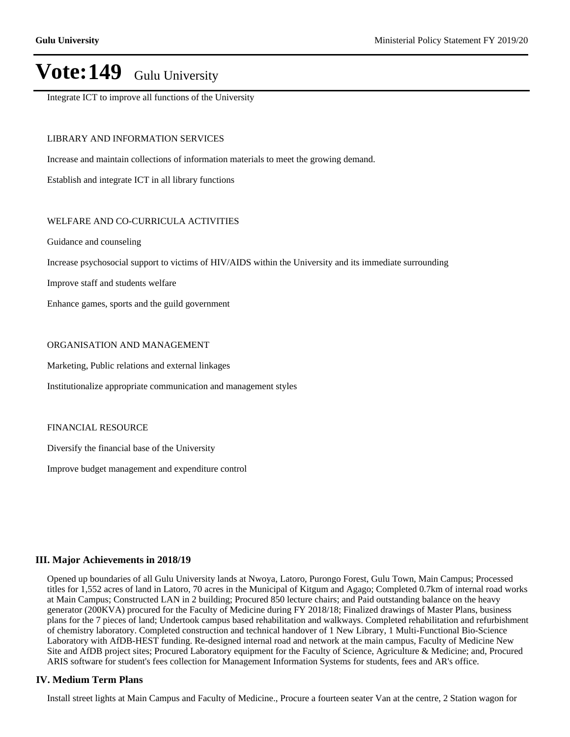# Vote:149 Gulu University

Integrate ICT to improve all functions of the University

LIBRARY AND INFORMATION SERVICES

Increase and maintain collections of information materials to meet the growing demand.

Establish and integrate ICT in all library functions

WELFARE AND CO-CURRICULA ACTIVITIES

Guidance and counseling

Increase psychosocial support to victims of HIV/AIDS within the University and its immediate surrounding

Improve staff and students welfare

Enhance games, sports and the guild government

ORGANISATION AND MANAGEMENT

Marketing, Public relations and external linkages

Institutionalize appropriate communication and management styles

FINANCIAL RESOURCE

Diversify the financial base of the University

Improve budget management and expenditure control

## III. Major Achievements in 2018/19

Opened up boundaries of all Gulu University lands at Nwoya, Latoro, Purongo Forest, Gulu Town, Main Campus; Processed titles for 1,552 acres of land in Latoro, 70 acres in the Municipal of Kitgum and Agago; Completed 0.7km of internal road works at Main Campus; Constructed LAN in 2 building; Procured 850 lecture chairs; and Paid outstanding balance on the heavy generator (200KVA) procured for the Faculty of Medicine during FY 2018/18; Finalized drawings of Master Plans, business plans for the 7 pieces of land; Undertook campus based rehabilitation and walkways. Completed rehabilitation and refurbishment of chemistry laboratory. Completed construction and technical handover of 1 New Library, 1 Multi-Functional Bio-Science Laboratory with AfDB-HEST funding. Re-designed internal road and network at the main campus, Faculty of Medicine New Site and AfDB project sites; Procured Laboratory equipment for the Faculty of Science, Agriculture & Medicine; and, Procured ARIS software for student's fees collection for Management Information Systems for students, fees and AR's office.

## IV. Medium Term Plans

Install street lights at Main Campus and Faculty of Medicine., Procure a fourteen seater Van at the centre, 2 Station wagon for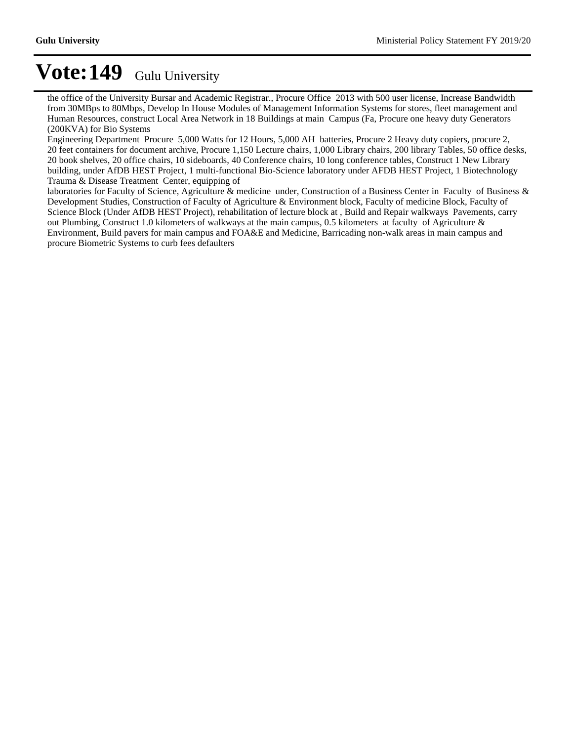# Vote:149 Gulu University

the office of the University Bursar and Academic Registrar., Procure Office 2013 with 500 user license, Increase Bandwidth from 30MBps to 80Mbps, Develop In House Modules of Management Information Systems for stores, fleet management and Human Resources, construct Local Area Network in 18 Buildings at main Campus (Fa, Procure one heavy duty Generators (200KVA) for Bio Systems
Engineering Department Procure 5,000 Watts for 12 Hours, 5,000 AH batteries, Procure 2 Heavy duty copiers, procure 2, 20 feet containers for document archive, Procure 1,150 Lecture chairs, 1,000 Library chairs, 200 library Tables, 50 office desks, 20 book shelves, 20 office chairs, 10 sideboards, 40 Conference chairs, 10 long conference tables, Construct 1 New Library building, under AfDB HEST Project, 1 multi-functional Bio-Science laboratory under AFDB HEST Project, 1 Biotechnology Trauma & Disease Treatment Center, equipping of
laboratories for Faculty of Science, Agriculture & medicine under, Construction of a Business Center in Faculty of Business & Development Studies, Construction of Faculty of Agriculture & Environment block, Faculty of medicine Block, Faculty of Science Block (Under AfDB HEST Project), rehabilitation of lecture block at , Build and Repair walkways Pavements, carry out Plumbing, Construct 1.0 kilometers of walkways at the main campus, 0.5 kilometers at faculty of Agriculture & Environment, Build pavers for main campus and FOA&E and Medicine, Barricading non-walk areas in main campus and procure Biometric Systems to curb fees defaulters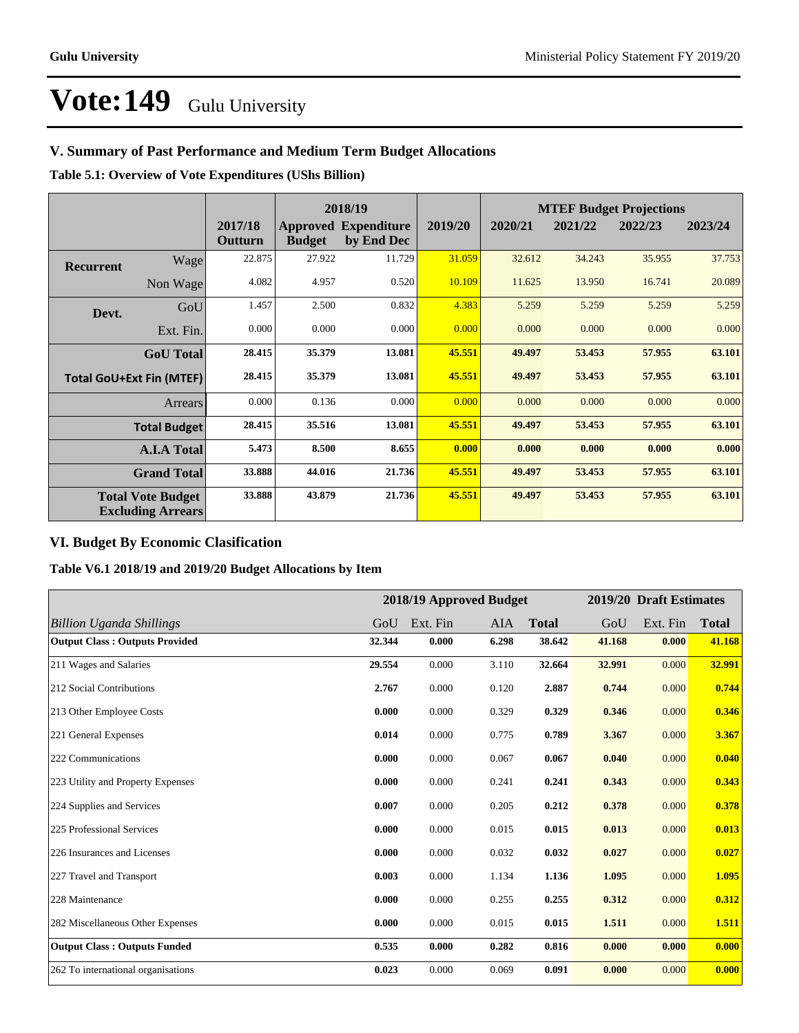# Vote:149 Gulu University

## V. Summary of Past Performance and Medium Term Budget Allocations

**Table 5.1: Overview of Vote Expenditures (UShs Billion)**

| | | 2017/18 Outturn | 2018/19 Approved Budget | 2018/19 Expenditure by End Dec | 2019/20 | MTEF Budget Projections 2020/21 | 2021/22 | 2022/23 | 2023/24 |
|---|---|---|---|---|---|---|---|---|---|
| **Recurrent** | Wage | 22.875 | 27.922 | 11.729 | 31.059 | 32.612 | 34.243 | 35.955 | 37.753 |
| | Non Wage | 4.082 | 4.957 | 0.520 | 10.109 | 11.625 | 13.950 | 16.741 | 20.089 |
| **Devt.** | GoU | 1.457 | 2.500 | 0.832 | 4.383 | 5.259 | 5.259 | 5.259 | 5.259 |
| | Ext. Fin. | 0.000 | 0.000 | 0.000 | 0.000 | 0.000 | 0.000 | 0.000 | 0.000 |
| | **GoU Total** | **28.415** | **35.379** | **13.081** | **45.551** | **49.497** | **53.453** | **57.955** | **63.101** |
| | **Total GoU+Ext Fin (MTEF)** | **28.415** | **35.379** | **13.081** | **45.551** | **49.497** | **53.453** | **57.955** | **63.101** |
| | Arrears | 0.000 | 0.136 | 0.000 | 0.000 | 0.000 | 0.000 | 0.000 | 0.000 |
| | **Total Budget** | **28.415** | **35.516** | **13.081** | **45.551** | **49.497** | **53.453** | **57.955** | **63.101** |
| | **A.I.A Total** | **5.473** | **8.500** | **8.655** | **0.000** | **0.000** | **0.000** | **0.000** | **0.000** |
| | **Grand Total** | **33.888** | **44.016** | **21.736** | **45.551** | **49.497** | **53.453** | **57.955** | **63.101** |
| | **Total Vote Budget Excluding Arrears** | **33.888** | **43.879** | **21.736** | **45.551** | **49.497** | **53.453** | **57.955** | **63.101** |

## VI. Budget By Economic Clasification

**Table V6.1 2018/19 and 2019/20 Budget Allocations by Item**

| | 2018/19 Approved Budget | | | | 2019/20 Draft Estimates | | |
|---|---|---|---|---|---|---|---|
| *Billion Uganda Shillings* | GoU | Ext. Fin | AIA | **Total** | GoU | Ext. Fin | **Total** |
| **Output Class : Outputs Provided** | **32.344** | **0.000** | **6.298** | **38.642** | **41.168** | **0.000** | **41.168** |
| 211 Wages and Salaries | **29.554** | 0.000 | 3.110 | **32.664** | **32.991** | 0.000 | **32.991** |
| 212 Social Contributions | **2.767** | 0.000 | 0.120 | **2.887** | **0.744** | 0.000 | **0.744** |
| 213 Other Employee Costs | **0.000** | 0.000 | 0.329 | **0.329** | **0.346** | 0.000 | **0.346** |
| 221 General Expenses | **0.014** | 0.000 | 0.775 | **0.789** | **3.367** | 0.000 | **3.367** |
| 222 Communications | **0.000** | 0.000 | 0.067 | **0.067** | **0.040** | 0.000 | **0.040** |
| 223 Utility and Property Expenses | **0.000** | 0.000 | 0.241 | **0.241** | **0.343** | 0.000 | **0.343** |
| 224 Supplies and Services | **0.007** | 0.000 | 0.205 | **0.212** | **0.378** | 0.000 | **0.378** |
| 225 Professional Services | **0.000** | 0.000 | 0.015 | **0.015** | **0.013** | 0.000 | **0.013** |
| 226 Insurances and Licenses | **0.000** | 0.000 | 0.032 | **0.032** | **0.027** | 0.000 | **0.027** |
| 227 Travel and Transport | **0.003** | 0.000 | 1.134 | **1.136** | **1.095** | 0.000 | **1.095** |
| 228 Maintenance | **0.000** | 0.000 | 0.255 | **0.255** | **0.312** | 0.000 | **0.312** |
| 282 Miscellaneous Other Expenses | **0.000** | 0.000 | 0.015 | **0.015** | **1.511** | 0.000 | **1.511** |
| **Output Class : Outputs Funded** | **0.535** | **0.000** | **0.282** | **0.816** | **0.000** | **0.000** | **0.000** |
| 262 To international organisations | **0.023** | 0.000 | 0.069 | **0.091** | **0.000** | 0.000 | **0.000** |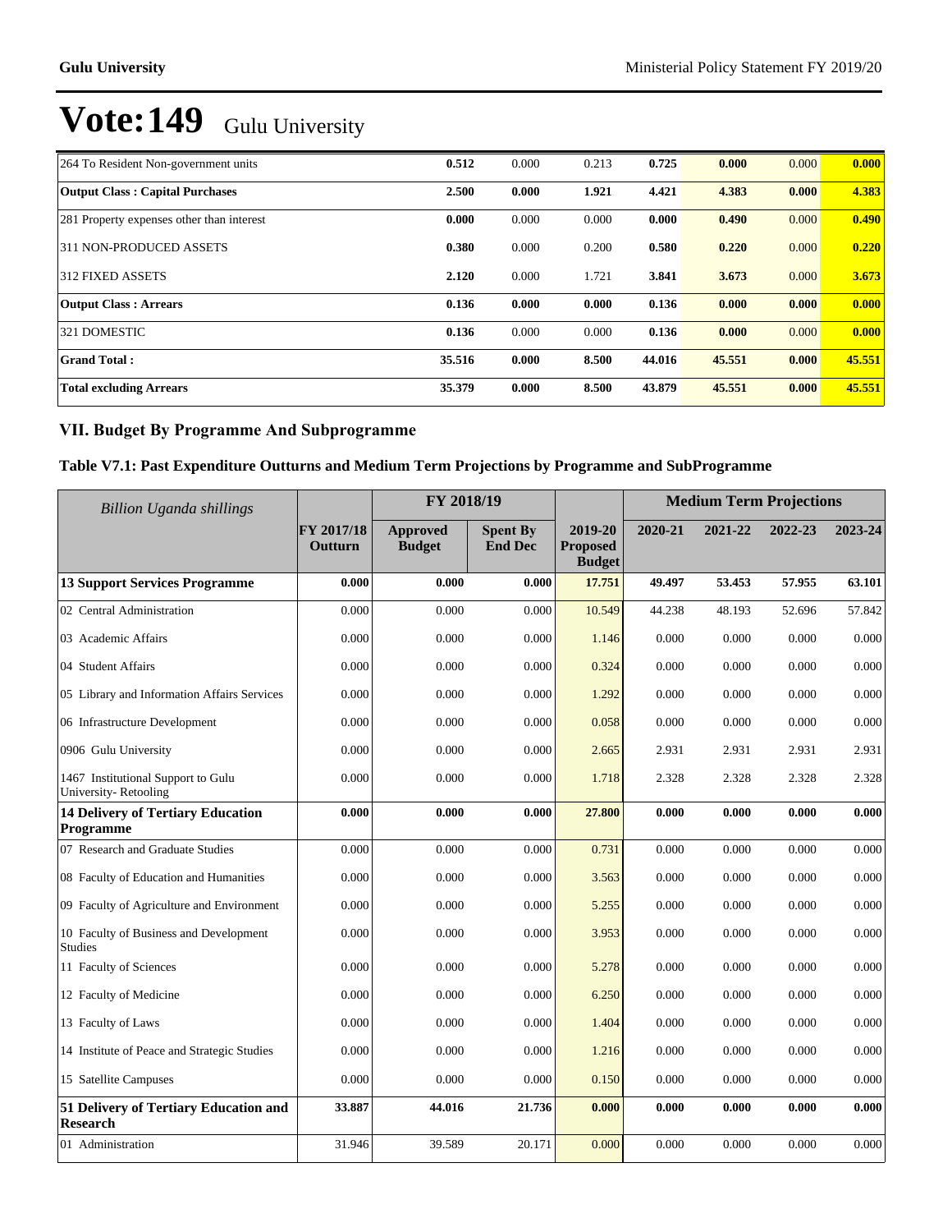# Vote:149 Gulu University

| | | | | | | | |
|---|---|---|---|---|---|---|---|
| 264 To Resident Non-government units | **0.512** | 0.000 | 0.213 | **0.725** | **0.000** | 0.000 | **0.000** |
| **Output Class : Capital Purchases** | **2.500** | **0.000** | **1.921** | **4.421** | **4.383** | **0.000** | **4.383** |
| 281 Property expenses other than interest | **0.000** | 0.000 | 0.000 | **0.000** | **0.490** | 0.000 | **0.490** |
| 311 NON-PRODUCED ASSETS | **0.380** | 0.000 | 0.200 | **0.580** | **0.220** | 0.000 | **0.220** |
| 312 FIXED ASSETS | **2.120** | 0.000 | 1.721 | **3.841** | **3.673** | 0.000 | **3.673** |
| **Output Class : Arrears** | **0.136** | **0.000** | **0.000** | **0.136** | **0.000** | **0.000** | **0.000** |
| 321 DOMESTIC | **0.136** | 0.000 | 0.000 | **0.136** | **0.000** | 0.000 | **0.000** |
| **Grand Total :** | **35.516** | **0.000** | **8.500** | **44.016** | **45.551** | **0.000** | **45.551** |
| **Total excluding Arrears** | **35.379** | **0.000** | **8.500** | **43.879** | **45.551** | **0.000** | **45.551** |

## VII. Budget By Programme And Subprogramme

### Table V7.1: Past Expenditure Outturns and Medium Term Projections by Programme and SubProgramme

| *Billion Uganda shillings* | | FY 2018/19 | | | Medium Term Projections | | | |
|---|---|---|---|---|---|---|---|---|
| | FY 2017/18 Outturn | Approved Budget | Spent By End Dec | 2019-20 Proposed Budget | 2020-21 | 2021-22 | 2022-23 | 2023-24 |
| **13 Support Services Programme** | **0.000** | **0.000** | **0.000** | **17.751** | **49.497** | **53.453** | **57.955** | **63.101** |
| 02 Central Administration | 0.000 | 0.000 | 0.000 | 10.549 | 44.238 | 48.193 | 52.696 | 57.842 |
| 03 Academic Affairs | 0.000 | 0.000 | 0.000 | 1.146 | 0.000 | 0.000 | 0.000 | 0.000 |
| 04 Student Affairs | 0.000 | 0.000 | 0.000 | 0.324 | 0.000 | 0.000 | 0.000 | 0.000 |
| 05 Library and Information Affairs Services | 0.000 | 0.000 | 0.000 | 1.292 | 0.000 | 0.000 | 0.000 | 0.000 |
| 06 Infrastructure Development | 0.000 | 0.000 | 0.000 | 0.058 | 0.000 | 0.000 | 0.000 | 0.000 |
| 0906 Gulu University | 0.000 | 0.000 | 0.000 | 2.665 | 2.931 | 2.931 | 2.931 | 2.931 |
| 1467 Institutional Support to Gulu University- Retooling | 0.000 | 0.000 | 0.000 | 1.718 | 2.328 | 2.328 | 2.328 | 2.328 |
| **14 Delivery of Tertiary Education Programme** | **0.000** | **0.000** | **0.000** | **27.800** | **0.000** | **0.000** | **0.000** | **0.000** |
| 07 Research and Graduate Studies | 0.000 | 0.000 | 0.000 | 0.731 | 0.000 | 0.000 | 0.000 | 0.000 |
| 08 Faculty of Education and Humanities | 0.000 | 0.000 | 0.000 | 3.563 | 0.000 | 0.000 | 0.000 | 0.000 |
| 09 Faculty of Agriculture and Environment | 0.000 | 0.000 | 0.000 | 5.255 | 0.000 | 0.000 | 0.000 | 0.000 |
| 10 Faculty of Business and Development Studies | 0.000 | 0.000 | 0.000 | 3.953 | 0.000 | 0.000 | 0.000 | 0.000 |
| 11 Faculty of Sciences | 0.000 | 0.000 | 0.000 | 5.278 | 0.000 | 0.000 | 0.000 | 0.000 |
| 12 Faculty of Medicine | 0.000 | 0.000 | 0.000 | 6.250 | 0.000 | 0.000 | 0.000 | 0.000 |
| 13 Faculty of Laws | 0.000 | 0.000 | 0.000 | 1.404 | 0.000 | 0.000 | 0.000 | 0.000 |
| 14 Institute of Peace and Strategic Studies | 0.000 | 0.000 | 0.000 | 1.216 | 0.000 | 0.000 | 0.000 | 0.000 |
| 15 Satellite Campuses | 0.000 | 0.000 | 0.000 | 0.150 | 0.000 | 0.000 | 0.000 | 0.000 |
| **51 Delivery of Tertiary Education and Research** | **33.887** | **44.016** | **21.736** | **0.000** | **0.000** | **0.000** | **0.000** | **0.000** |
| 01 Administration | 31.946 | 39.589 | 20.171 | 0.000 | 0.000 | 0.000 | 0.000 | 0.000 |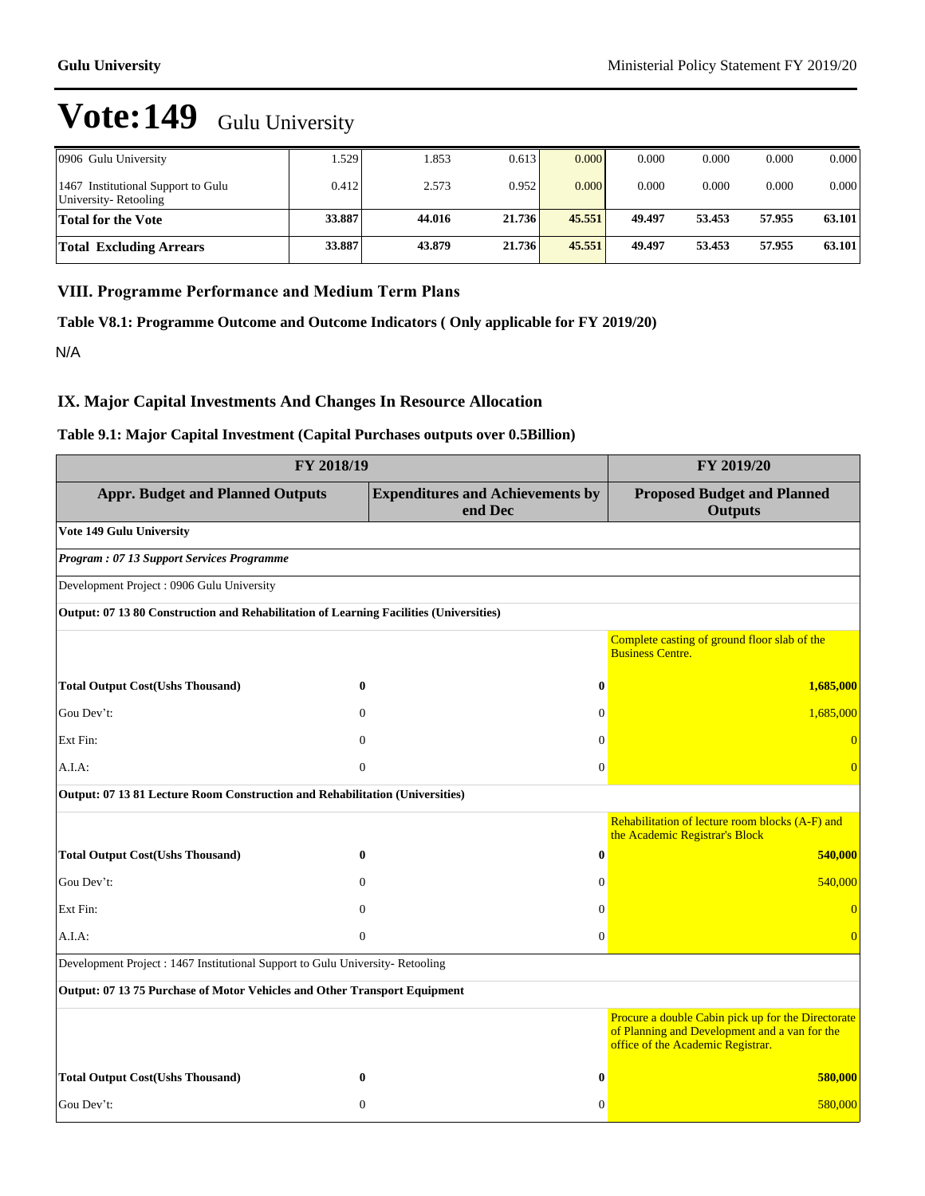# Vote:149 Gulu University

| | | | | | | | | |
|---|---|---|---|---|---|---|---|---|
| 0906 Gulu University | 1.529 | 1.853 | 0.613 | 0.000 | 0.000 | 0.000 | 0.000 | 0.000 |
| 1467 Institutional Support to Gulu University- Retooling | 0.412 | 2.573 | 0.952 | 0.000 | 0.000 | 0.000 | 0.000 | 0.000 |
| **Total for the Vote** | **33.887** | **44.016** | **21.736** | **45.551** | **49.497** | **53.453** | **57.955** | **63.101** |
| **Total Excluding Arrears** | **33.887** | **43.879** | **21.736** | **45.551** | **49.497** | **53.453** | **57.955** | **63.101** |

## VIII. Programme Performance and Medium Term Plans

### Table V8.1: Programme Outcome and Outcome Indicators ( Only applicable for FY 2019/20)

N/A

## IX. Major Capital Investments And Changes In Resource Allocation

### Table 9.1: Major Capital Investment (Capital Purchases outputs over 0.5Billion)

| FY 2018/19 | | FY 2019/20 |
|---|---|---|
| **Appr. Budget and Planned Outputs** | **Expenditures and Achievements by end Dec** | **Proposed Budget and Planned Outputs** |
| **Vote 149 Gulu University** | | |
| ***Program : 07 13 Support Services Programme*** | | |
| Development Project : 0906 Gulu University | | |
| **Output: 07 13 80 Construction and Rehabilitation of Learning Facilities (Universities)** | | |
| | | Complete casting of ground floor slab of the Business Centre. |
| **Total Output Cost(Ushs Thousand)** **0** | **0** | **1,685,000** |
| Gou Dev't: 0 | 0 | 1,685,000 |
| Ext Fin: 0 | 0 | 0 |
| A.I.A: 0 | 0 | 0 |
| **Output: 07 13 81 Lecture Room Construction and Rehabilitation (Universities)** | | |
| | | Rehabilitation of lecture room blocks (A-F) and the Academic Registrar's Block |
| **Total Output Cost(Ushs Thousand)** **0** | **0** | **540,000** |
| Gou Dev't: 0 | 0 | 540,000 |
| Ext Fin: 0 | 0 | 0 |
| A.I.A: 0 | 0 | 0 |
| Development Project : 1467 Institutional Support to Gulu University- Retooling | | |
| **Output: 07 13 75 Purchase of Motor Vehicles and Other Transport Equipment** | | |
| | | Procure a double Cabin pick up for the Directorate of Planning and Development and a van for the office of the Academic Registrar. |
| **Total Output Cost(Ushs Thousand)** **0** | **0** | **580,000** |
| Gou Dev't: 0 | 0 | 580,000 |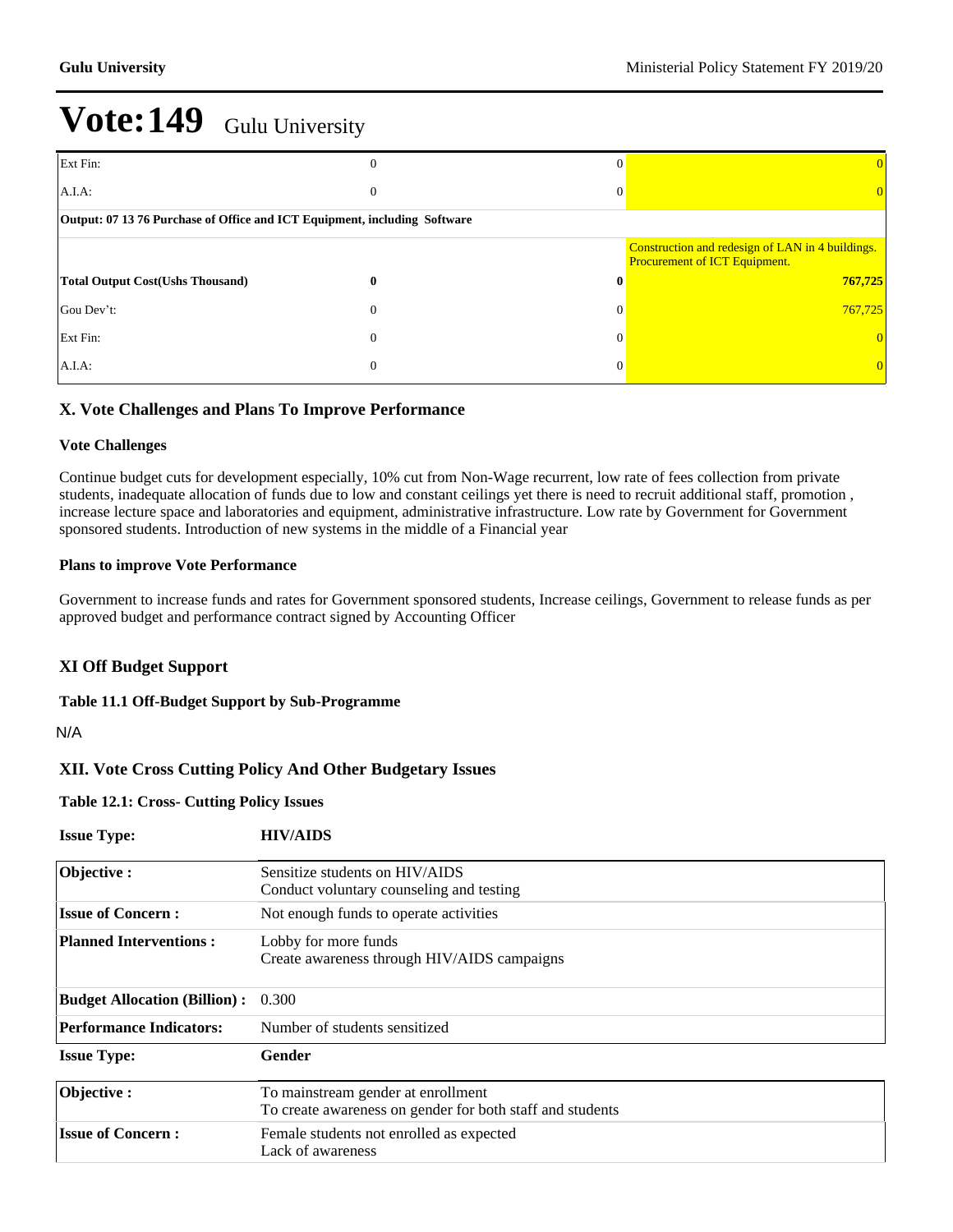# Vote:149 Gulu University

| | | | |
|---|---|---|---|
| Ext Fin: | 0 | 0 | 0 |
| A.I.A: | 0 | 0 | 0 |
| **Output: 07 13 76 Purchase of Office and ICT Equipment, including Software** | | | |
| | | | Construction and redesign of LAN in 4 buildings. Procurement of ICT Equipment. |
| **Total Output Cost(Ushs Thousand)** | **0** | **0** | **767,725** |
| Gou Dev't: | 0 | 0 | 767,725 |
| Ext Fin: | 0 | 0 | 0 |
| A.I.A: | 0 | 0 | 0 |

## X. Vote Challenges and Plans To Improve Performance

### Vote Challenges

Continue budget cuts for development especially, 10% cut from Non-Wage recurrent, low rate of fees collection from private students, inadequate allocation of funds due to low and constant ceilings yet there is need to recruit additional staff, promotion , increase lecture space and laboratories and equipment, administrative infrastructure. Low rate by Government for Government sponsored students. Introduction of new systems in the middle of a Financial year

### Plans to improve Vote Performance

Government to increase funds and rates for Government sponsored students, Increase ceilings, Government to release funds as per approved budget and performance contract signed by Accounting Officer

## XI Off Budget Support

### Table 11.1 Off-Budget Support by Sub-Programme

N/A

## XII. Vote Cross Cutting Policy And Other Budgetary Issues

### Table 12.1: Cross- Cutting Policy Issues

| **Issue Type:** | **HIV/AIDS** |
|---|---|
| **Objective :** | Sensitize students on HIV/AIDS<br>Conduct voluntary counseling and testing |
| **Issue of Concern :** | Not enough funds to operate activities |
| **Planned Interventions :** | Lobby for more funds<br>Create awareness through HIV/AIDS campaigns |
| **Budget Allocation (Billion) :** | 0.300 |
| **Performance Indicators:** | Number of students sensitized |

| **Issue Type:** | **Gender** |
|---|---|
| **Objective :** | To mainstream gender at enrollment<br>To create awareness on gender for both staff and students |
| **Issue of Concern :** | Female students not enrolled as expected<br>Lack of awareness |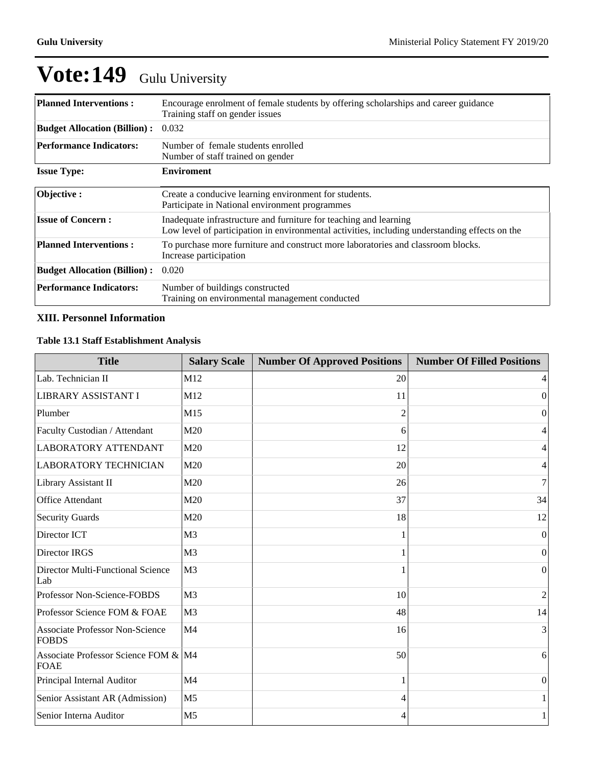# Vote:149 Gulu University

| | |
|---|---|
| **Planned Interventions :** | Encourage enrolment of female students by offering scholarships and career guidance<br>Training staff on gender issues |
| **Budget Allocation (Billion) :** | 0.032 |
| **Performance Indicators:** | Number of female students enrolled<br>Number of staff trained on gender |

| | |
|---|---|
| **Issue Type:** | **Enviroment** |
| **Objective :** | Create a conducive learning environment for students.<br>Participate in National environment programmes |
| **Issue of Concern :** | Inadequate infrastructure and furniture for teaching and learning<br>Low level of participation in environmental activities, including understanding effects on the |
| **Planned Interventions :** | To purchase more furniture and construct more laboratories and classroom blocks.<br>Increase participation |
| **Budget Allocation (Billion) :** | 0.020 |
| **Performance Indicators:** | Number of buildings constructed<br>Training on environmental management conducted |

### XIII. Personnel Information

#### Table 13.1 Staff Establishment Analysis

| Title | Salary Scale | Number Of Approved Positions | Number Of Filled Positions |
|---|---|---|---|
| Lab. Technician II | M12 | 20 | 4 |
| LIBRARY ASSISTANT I | M12 | 11 | 0 |
| Plumber | M15 | 2 | 0 |
| Faculty Custodian / Attendant | M20 | 6 | 4 |
| LABORATORY ATTENDANT | M20 | 12 | 4 |
| LABORATORY TECHNICIAN | M20 | 20 | 4 |
| Library Assistant II | M20 | 26 | 7 |
| Office Attendant | M20 | 37 | 34 |
| Security Guards | M20 | 18 | 12 |
| Director ICT | M3 | 1 | 0 |
| Director IRGS | M3 | 1 | 0 |
| Director Multi-Functional Science Lab | M3 | 1 | 0 |
| Professor Non-Science-FOBDS | M3 | 10 | 2 |
| Professor Science FOM & FOAE | M3 | 48 | 14 |
| Associate Professor Non-Science FOBDS | M4 | 16 | 3 |
| Associate Professor Science FOM & FOAE | M4 | 50 | 6 |
| Principal Internal Auditor | M4 | 1 | 0 |
| Senior Assistant AR (Admission) | M5 | 4 | 1 |
| Senior Interna Auditor | M5 | 4 | 1 |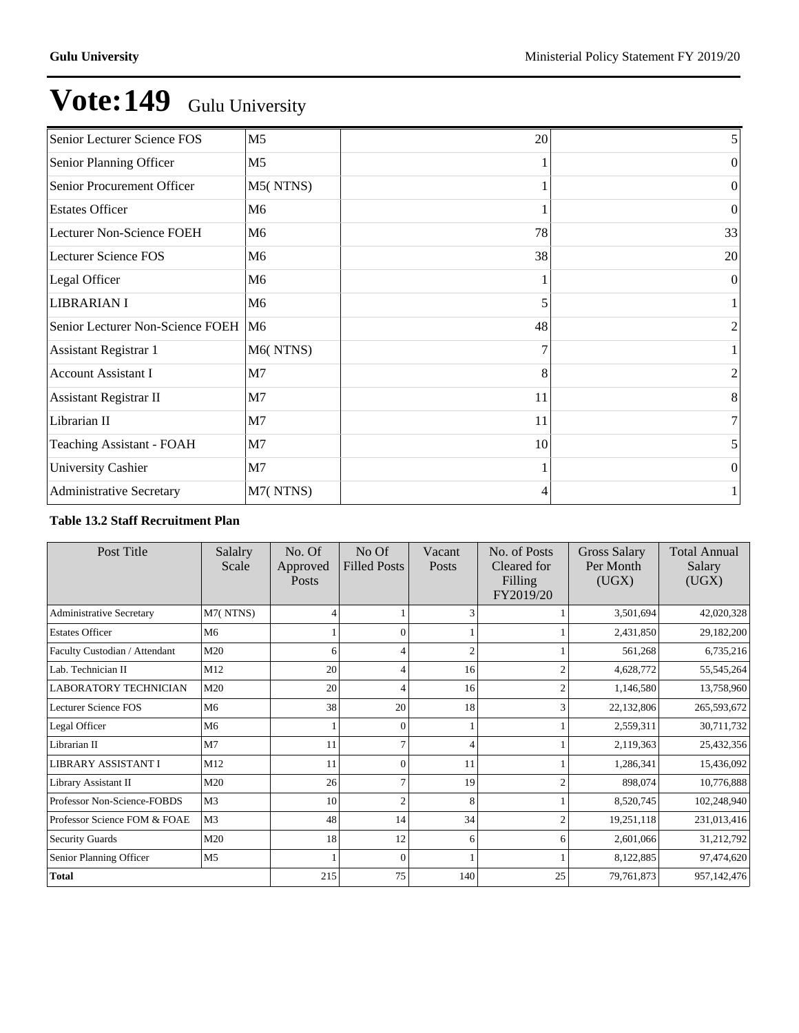# Vote:149 Gulu University

| | | | |
|---|---|---|---|
| Senior Lecturer Science FOS | M5 | 20 | 5 |
| Senior Planning Officer | M5 | 1 | 0 |
| Senior Procurement Officer | M5( NTNS) | 1 | 0 |
| Estates Officer | M6 | 1 | 0 |
| Lecturer Non-Science FOEH | M6 | 78 | 33 |
| Lecturer Science FOS | M6 | 38 | 20 |
| Legal Officer | M6 | 1 | 0 |
| LIBRARIAN I | M6 | 5 | 1 |
| Senior Lecturer Non-Science FOEH | M6 | 48 | 2 |
| Assistant Registrar 1 | M6( NTNS) | 7 | 1 |
| Account Assistant I | M7 | 8 | 2 |
| Assistant Registrar II | M7 | 11 | 8 |
| Librarian II | M7 | 11 | 7 |
| Teaching Assistant - FOAH | M7 | 10 | 5 |
| University Cashier | M7 | 1 | 0 |
| Administrative Secretary | M7( NTNS) | 4 | 1 |

**Table 13.2 Staff Recruitment Plan**

| Post Title | Salalry Scale | No. Of Approved Posts | No Of Filled Posts | Vacant Posts | No. of Posts Cleared for Filling FY2019/20 | Gross Salary Per Month (UGX) | Total Annual Salary (UGX) |
|---|---|---|---|---|---|---|---|
| Administrative Secretary | M7( NTNS) | 4 | 1 | 3 | 1 | 3,501,694 | 42,020,328 |
| Estates Officer | M6 | 1 | 0 | 1 | 1 | 2,431,850 | 29,182,200 |
| Faculty Custodian / Attendant | M20 | 6 | 4 | 2 | 1 | 561,268 | 6,735,216 |
| Lab. Technician II | M12 | 20 | 4 | 16 | 2 | 4,628,772 | 55,545,264 |
| LABORATORY TECHNICIAN | M20 | 20 | 4 | 16 | 2 | 1,146,580 | 13,758,960 |
| Lecturer Science FOS | M6 | 38 | 20 | 18 | 3 | 22,132,806 | 265,593,672 |
| Legal Officer | M6 | 1 | 0 | 1 | 1 | 2,559,311 | 30,711,732 |
| Librarian II | M7 | 11 | 7 | 4 | 1 | 2,119,363 | 25,432,356 |
| LIBRARY ASSISTANT I | M12 | 11 | 0 | 11 | 1 | 1,286,341 | 15,436,092 |
| Library Assistant II | M20 | 26 | 7 | 19 | 2 | 898,074 | 10,776,888 |
| Professor Non-Science-FOBDS | M3 | 10 | 2 | 8 | 1 | 8,520,745 | 102,248,940 |
| Professor Science FOM & FOAE | M3 | 48 | 14 | 34 | 2 | 19,251,118 | 231,013,416 |
| Security Guards | M20 | 18 | 12 | 6 | 6 | 2,601,066 | 31,212,792 |
| Senior Planning Officer | M5 | 1 | 0 | 1 | 1 | 8,122,885 | 97,474,620 |
| **Total** | | 215 | 75 | 140 | 25 | 79,761,873 | 957,142,476 |